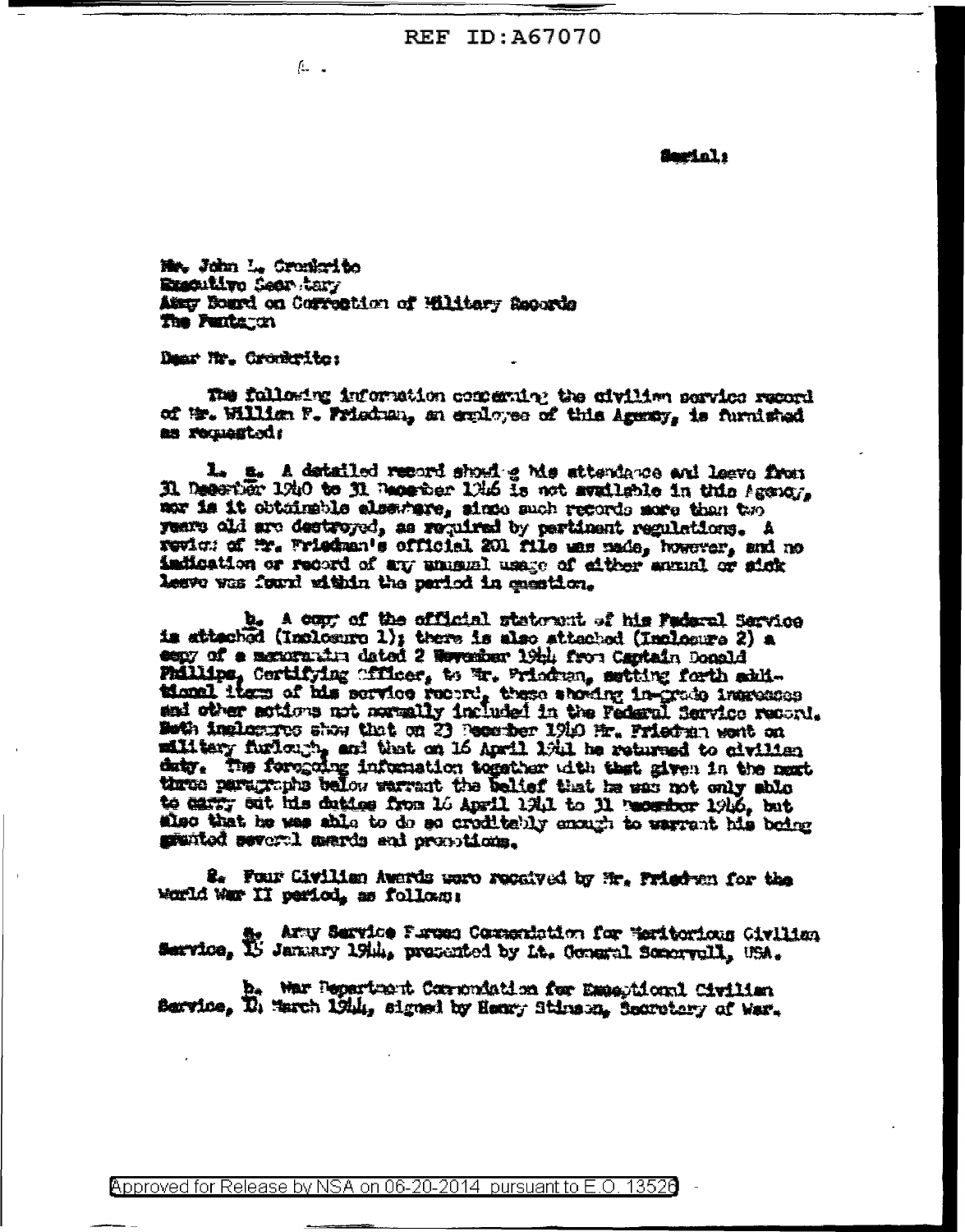Serial:

Mr. John L. Cronkrite
Executive Secretary
Army Board on Correction of Military Records
The Pentagon

Dear Mr. Cronkrite:

The following information concerning the civilian service record of Mr. William F. Friedman, an employee of this Agency, is furnished as requested:

1. a. A detailed record showing his attendance and leave from 31 December 1940 to 31 December 1946 is not available in this Agency, nor is it obtainable elsewhere, since such records more than two years old are destroyed, as required by pertinent regulations. A review of Mr. Friedman's official 201 file was made, however, and no indication or record of any unusual usage of either annual or sick leave was found within the period in question.

b. A copy of the official statement of his Federal Service is attached (Inclosure 1); there is also attached (Inclosure 2) a copy of a memorandum dated 2 November 1944 from Captain Donald Phillips, Certifying Officer, to Mr. Friedman, setting forth additional items of his service record, these showing in-grade increases and other actions not normally included in the Federal Service record. Both inclosures show that on 23 December 1940 Mr. Friedman went on military furlough, and that on 16 April 1941 he returned to civilian duty. The foregoing information together with that given in the next three paragraphs below warrant the belief that he was not only able to carry out his duties from 16 April 1941 to 31 December 1946, but also that he was able to do so creditably enough to warrant his being granted several awards and promotions.

2. Four Civilian Awards were received by Mr. Friedman for the World War II period, as follows:

a. Army Service Forces Commendation for Meritorious Civilian Service, 15 January 1944, presented by Lt. General Somervell, USA.

b. War Department Commendation for Exceptional Civilian Service, 11 March 1944, signed by Henry Stimson, Secretary of War.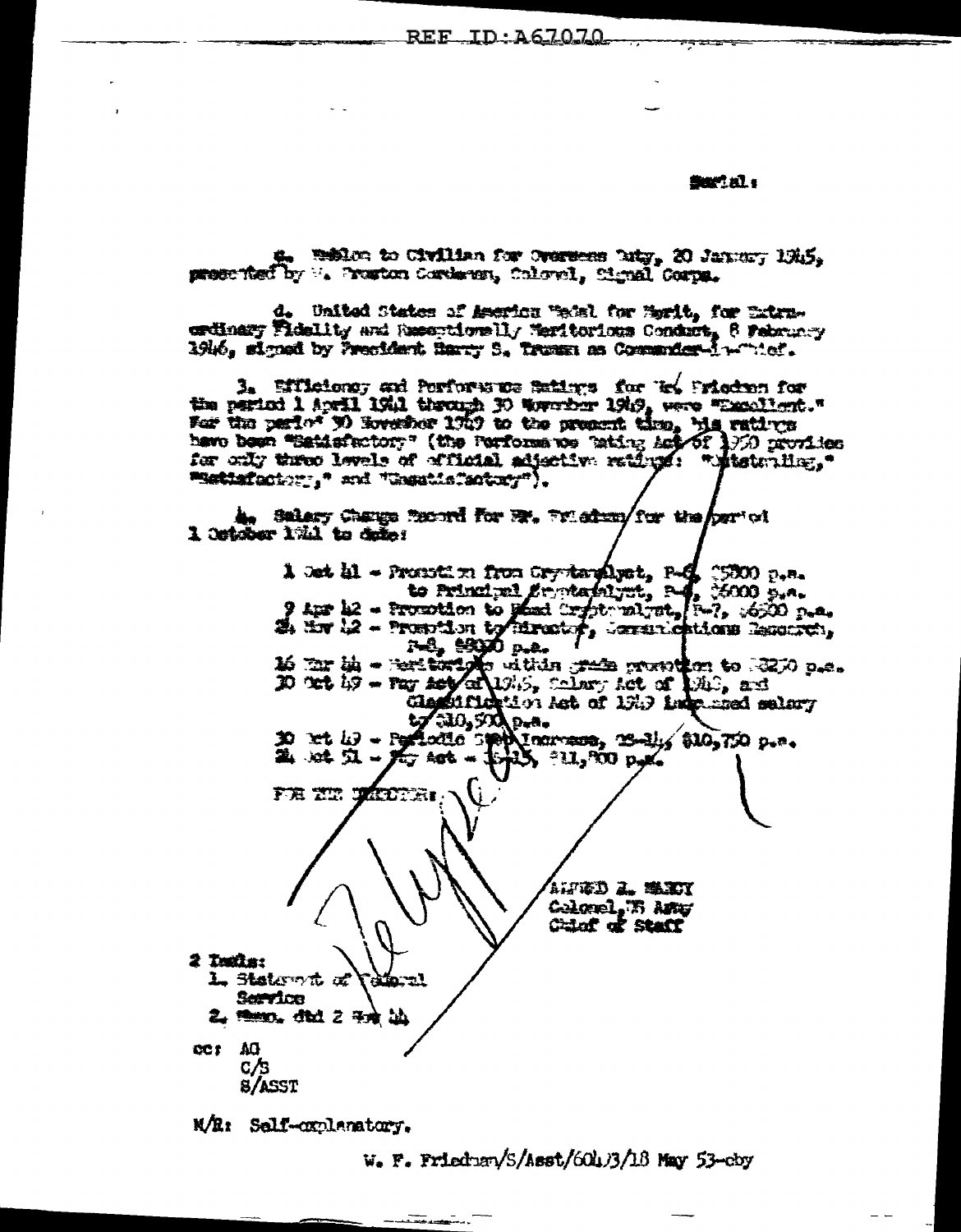Serial:

c. Emblem to Civilian for Overseas Duty, 20 January 1945, presented by W. Preston Corderman, Colonel, Signal Corps.

d. United States of America Medal for Merit, for Extraordinary Fidelity and Exceptionally Meritorious Conduct, 8 February 1946, signed by President Harry S. Truman as Commander-in-Chief.

3. Efficiency and Performance Ratings for Mr. Friedman for the period 1 April 1941 through 30 November 1949, were "Excellent." For the period 30 November 1949 to the present time, his ratings have been "Satisfactory" (the Performance Rating Act of 1950 provides for only three levels of official adjective ratings: "Outstanding," "Satisfactory," and "Unsatisfactory").

4. Salary Change Record for Mr. Friedman for the period 1 October 1941 to date:

1 Oct 41 - Promotion from Cryptanalyst, P-6, $5600 p.a. to Principal Cryptanalyst, P-6, $6000 p.a.
9 Apr 42 - Promotion to Head Cryptanalyst, P-7, $6500 p.a.
24 Nov 42 - Promotion to Director, Communications Research, P-8, $8000 p.a.
16 Mar 44 - Meritorious within grade promotion to $8250 p.a.
30 Oct 49 - Pay Act of 1945, Salary Act of 1949, and Classification Act of 1949 increased salary to $10,500 p.a.
30 Oct 49 - Periodic Step Increase, GS-14, $10,750 p.a.
24 Oct 51 - Pay Act - GS-15, $11,800 p.a.

FOR THE DIRECTOR:

ALFRED R. MARCY
Colonel, US Army
Chief of Staff

2 Incls:
1. Statement of Federal Service
2. Memo. dtd 2 Nov 44

cc: AG
C/S
S/ASST

M/R: Self-explanatory.

W. F. Friedman/S/Asst/60403/18 May 53-cby